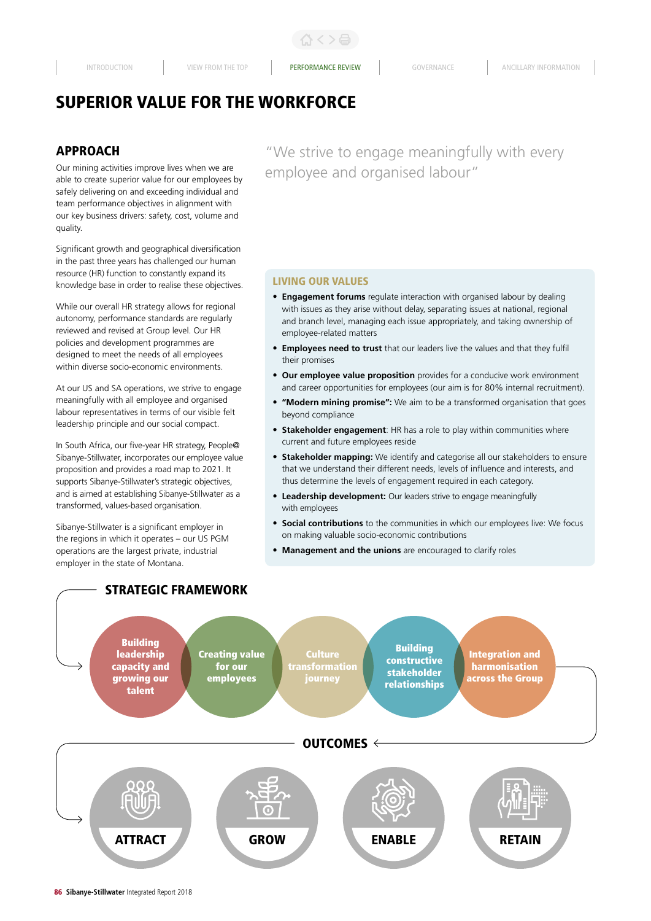# SUPERIOR VALUE FOR THE WORKFORCE

## APPROACH

Our mining activities improve lives when we are able to create superior value for our employees by safely delivering on and exceeding individual and team performance objectives in alignment with our key business drivers: safety, cost, volume and quality.

Significant growth and geographical diversification in the past three years has challenged our human resource (HR) function to constantly expand its knowledge base in order to realise these objectives.

While our overall HR strategy allows for regional autonomy, performance standards are regularly reviewed and revised at Group level. Our HR policies and development programmes are designed to meet the needs of all employees within diverse socio-economic environments.

At our US and SA operations, we strive to engage meaningfully with all employee and organised labour representatives in terms of our visible felt leadership principle and our social compact.

In South Africa, our five-year HR strategy, People@ Sibanye-Stillwater, incorporates our employee value proposition and provides a road map to 2021. It supports Sibanye-Stillwater's strategic objectives, and is aimed at establishing Sibanye-Stillwater as a transformed, values-based organisation.

Sibanye-Stillwater is a significant employer in the regions in which it operates – our US PGM operations are the largest private, industrial employer in the state of Montana.

> "We strive to engage meaningfully with every employee and organised labour"

### LIVING OUR VALUES

- **Engagement forums** regulate interaction with organised labour by dealing with issues as they arise without delay, separating issues at national, regional and branch level, managing each issue appropriately, and taking ownership of employee-related matters
- **Employees need to trust** that our leaders live the values and that they fulfil their promises
- **Our employee value proposition** provides for a conducive work environment and career opportunities for employees (our aim is for 80% internal recruitment).
- **"Modern mining promise":** We aim to be a transformed organisation that goes beyond compliance
- **Stakeholder engagement**: HR has a role to play within communities where current and future employees reside
- **Stakeholder mapping:** We identify and categorise all our stakeholders to ensure that we understand their different needs, levels of influence and interests, and thus determine the levels of engagement required in each category.
- **Leadership development:** Our leaders strive to engage meaningfully with employees
- **Social contributions** to the communities in which our employees live: We focus on making valuable socio-economic contributions
- **Management and the unions** are encouraged to clarify roles

## STRATEGIC FRAMEWORK

- Building leadership capacity and growing our talent
- Creating value for our employees
- Culture transformation journey
- Building constructive stakeholder relationships
- Integration and harmonisation across the Group

## OUTCOMES

- ATTRACT
- GROW
- ENABLE
- RETAIN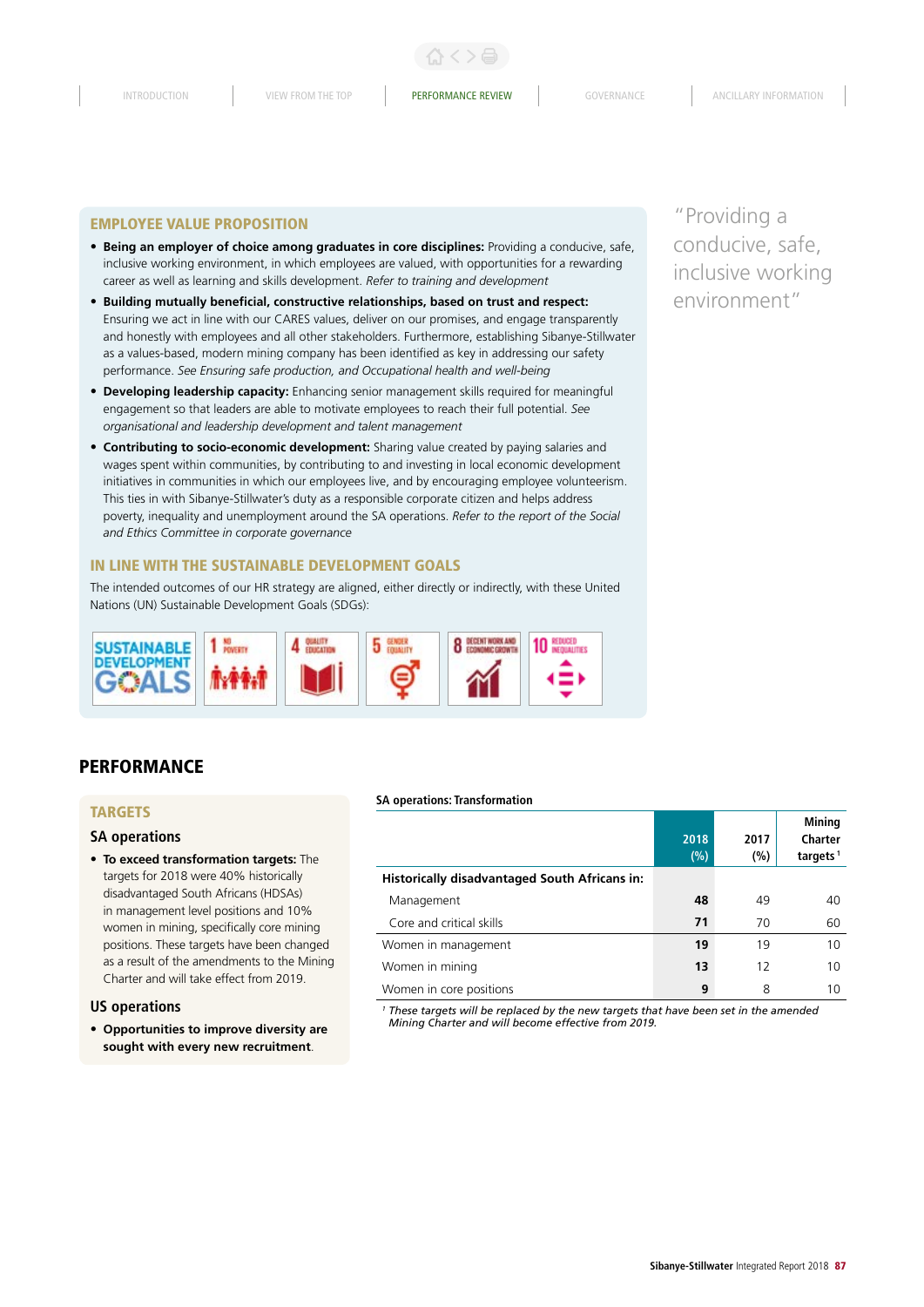## EMPLOYEE VALUE PROPOSITION

- **Being an employer of choice among graduates in core disciplines:** Providing a conducive, safe, inclusive working environment, in which employees are valued, with opportunities for a rewarding career as well as learning and skills development. *Refer to training and development*
- **Building mutually beneficial, constructive relationships, based on trust and respect:** Ensuring we act in line with our CARES values, deliver on our promises, and engage transparently and honestly with employees and all other stakeholders. Furthermore, establishing Sibanye-Stillwater as a values-based, modern mining company has been identified as key in addressing our safety performance. *See Ensuring safe production, and Occupational health and well-being*
- **Developing leadership capacity:** Enhancing senior management skills required for meaningful engagement so that leaders are able to motivate employees to reach their full potential. *See organisational and leadership development and talent management*
- **Contributing to socio-economic development:** Sharing value created by paying salaries and wages spent within communities, by contributing to and investing in local economic development initiatives in communities in which our employees live, and by encouraging employee volunteerism. This ties in with Sibanye-Stillwater's duty as a responsible corporate citizen and helps address poverty, inequality and unemployment around the SA operations. *Refer to the report of the Social and Ethics Committee in corporate governance*

## IN LINE WITH THE SUSTAINABLE DEVELOPMENT GOALS

The intended outcomes of our HR strategy are aligned, either directly or indirectly, with these United Nations (UN) Sustainable Development Goals (SDGs):

SUSTAINABLE DEVELOPMENT GOALS | 1 NO POVERTY | 4 QUALITY EDUCATION | 5 GENDER EQUALITY | 8 DECENT WORK AND ECONOMIC GROWTH | 10 REDUCED INEQUALITIES

"Providing a conducive, safe, inclusive working environment"

# PERFORMANCE

## TARGETS

### SA operations

- **To exceed transformation targets:** The targets for 2018 were 40% historically disadvantaged South Africans (HDSAs) in management level positions and 10% women in mining, specifically core mining positions. These targets have been changed as a result of the amendments to the Mining Charter and will take effect from 2019.

### US operations

- **Opportunities to improve diversity are sought with every new recruitment.**

**SA operations: Transformation**

| | 2018 (%) | 2017 (%) | Mining Charter targets[1] |
|---|---|---|---|
| **Historically disadvantaged South Africans in:** | | | |
| Management | **48** | 49 | 40 |
| Core and critical skills | **71** | 70 | 60 |
| Women in management | **19** | 19 | 10 |
| Women in mining | **13** | 12 | 10 |
| Women in core positions | **9** | 8 | 10 |

[1] *These targets will be replaced by the new targets that have been set in the amended Mining Charter and will become effective from 2019.*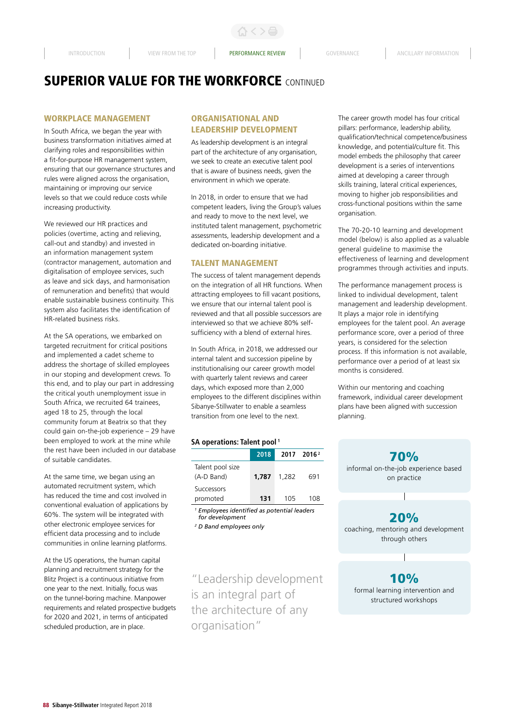# SUPERIOR VALUE FOR THE WORKFORCE CONTINUED

## WORKPLACE MANAGEMENT

In South Africa, we began the year with business transformation initiatives aimed at clarifying roles and responsibilities within a fit-for-purpose HR management system, ensuring that our governance structures and rules were aligned across the organisation, maintaining or improving our service levels so that we could reduce costs while increasing productivity.

We reviewed our HR practices and policies (overtime, acting and relieving, call-out and standby) and invested in an information management system (contractor management, automation and digitalisation of employee services, such as leave and sick days, and harmonisation of remuneration and benefits) that would enable sustainable business continuity. This system also facilitates the identification of HR-related business risks.

At the SA operations, we embarked on targeted recruitment for critical positions and implemented a cadet scheme to address the shortage of skilled employees in our stoping and development crews. To this end, and to play our part in addressing the critical youth unemployment issue in South Africa, we recruited 64 trainees, aged 18 to 25, through the local community forum at Beatrix so that they could gain on-the-job experience – 29 have been employed to work at the mine while the rest have been included in our database of suitable candidates.

At the same time, we began using an automated recruitment system, which has reduced the time and cost involved in conventional evaluation of applications by 60%. The system will be integrated with other electronic employee services for efficient data processing and to include communities in online learning platforms.

At the US operations, the human capital planning and recruitment strategy for the Blitz Project is a continuous initiative from one year to the next. Initially, focus was on the tunnel-boring machine. Manpower requirements and related prospective budgets for 2020 and 2021, in terms of anticipated scheduled production, are in place.

## ORGANISATIONAL AND LEADERSHIP DEVELOPMENT

As leadership development is an integral part of the architecture of any organisation, we seek to create an executive talent pool that is aware of business needs, given the environment in which we operate.

In 2018, in order to ensure that we had competent leaders, living the Group's values and ready to move to the next level, we instituted talent management, psychometric assessments, leadership development and a dedicated on-boarding initiative.

## TALENT MANAGEMENT

The success of talent management depends on the integration of all HR functions. When attracting employees to fill vacant positions, we ensure that our internal talent pool is reviewed and that all possible successors are interviewed so that we achieve 80% self-sufficiency with a blend of external hires.

In South Africa, in 2018, we addressed our internal talent and succession pipeline by institutionalising our career growth model with quarterly talent reviews and career days, which exposed more than 2,000 employees to the different disciplines within Sibanye-Stillwater to enable a seamless transition from one level to the next.

**SA operations: Talent pool** [1]

| | 2018 | 2017 | 2016 [2] |
|---|---|---|---|
| Talent pool size (A-D Band) | **1,787** | 1,282 | 691 |
| Successors promoted | **131** | 105 | 108 |

[1] *Employees identified as potential leaders for development*

[2] *D Band employees only*

"Leadership development is an integral part of the architecture of any organisation"

The career growth model has four critical pillars: performance, leadership ability, qualification/technical competence/business knowledge, and potential/culture fit. This model embeds the philosophy that career development is a series of interventions aimed at developing a career through skills training, lateral critical experiences, moving to higher job responsibilities and cross-functional positions within the same organisation.

The 70-20-10 learning and development model (below) is also applied as a valuable general guideline to maximise the effectiveness of learning and development programmes through activities and inputs.

The performance management process is linked to individual development, talent management and leadership development. It plays a major role in identifying employees for the talent pool. An average performance score, over a period of three years, is considered for the selection process. If this information is not available, performance over a period of at least six months is considered.

Within our mentoring and coaching framework, individual career development plans have been aligned with succession planning.

**70%**
informal on-the-job experience based on practice

**20%**
coaching, mentoring and development through others

**10%**
formal learning intervention and structured workshops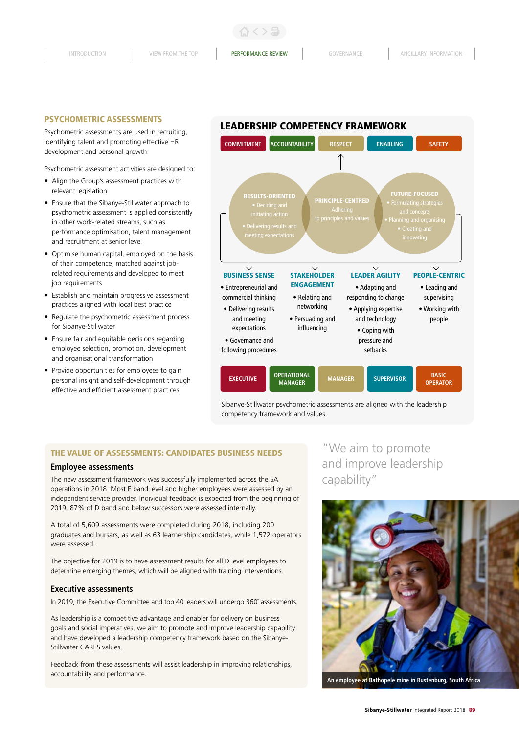## PSYCHOMETRIC ASSESSMENTS

Psychometric assessments are used in recruiting, identifying talent and promoting effective HR development and personal growth.

Psychometric assessment activities are designed to:

- Align the Group's assessment practices with relevant legislation
- Ensure that the Sibanye-Stillwater approach to psychometric assessment is applied consistently in other work-related streams, such as performance optimisation, talent management and recruitment at senior level
- Optimise human capital, employed on the basis of their competence, matched against job-related requirements and developed to meet job requirements
- Establish and maintain progressive assessment practices aligned with local best practice
- Regulate the psychometric assessment process for Sibanye-Stillwater
- Ensure fair and equitable decisions regarding employee selection, promotion, development and organisational transformation
- Provide opportunities for employees to gain personal insight and self-development through effective and efficient assessment practices

## LEADERSHIP COMPETENCY FRAMEWORK

COMMITMENT | ACCOUNTABILITY | RESPECT | ENABLING | SAFETY

**RESULTS-ORIENTED**
- Deciding and initiating action
- Delivering results and meeting expectations

**PRINCIPLE-CENTRED**
Adhering to principles and values

**FUTURE-FOCUSED**
- Formulating strategies and concepts
- Planning and organising
- Creating and innovating

**BUSINESS SENSE**
- Entrepreneurial and commercial thinking
- Delivering results and meeting expectations
- Governance and following procedures

**STAKEHOLDER ENGAGEMENT**
- Relating and networking
- Persuading and influencing

**LEADER AGILITY**
- Adapting and responding to change
- Applying expertise and technology
- Coping with pressure and setbacks

**PEOPLE-CENTRIC**
- Leading and supervising
- Working with people

EXECUTIVE | OPERATIONAL MANAGER | MANAGER | SUPERVISOR | BASIC OPERATOR

Sibanye-Stillwater psychometric assessments are aligned with the leadership competency framework and values.

## THE VALUE OF ASSESSMENTS: CANDIDATES BUSINESS NEEDS

### Employee assessments

The new assessment framework was successfully implemented across the SA operations in 2018. Most E band level and higher employees were assessed by an independent service provider. Individual feedback is expected from the beginning of 2019. 87% of D band and below successors were assessed internally.

A total of 5,609 assessments were completed during 2018, including 200 graduates and bursars, as well as 63 learnership candidates, while 1,572 operators were assessed.

The objective for 2019 is to have assessment results for all D level employees to determine emerging themes, which will be aligned with training interventions.

### Executive assessments

In 2019, the Executive Committee and top 40 leaders will undergo 360˚ assessments.

As leadership is a competitive advantage and enabler for delivery on business goals and social imperatives, we aim to promote and improve leadership capability and have developed a leadership competency framework based on the Sibanye-Stillwater CARES values.

Feedback from these assessments will assist leadership in improving relationships, accountability and performance.

"We aim to promote and improve leadership capability"

An employee at Bathopele mine in Rustenburg, South Africa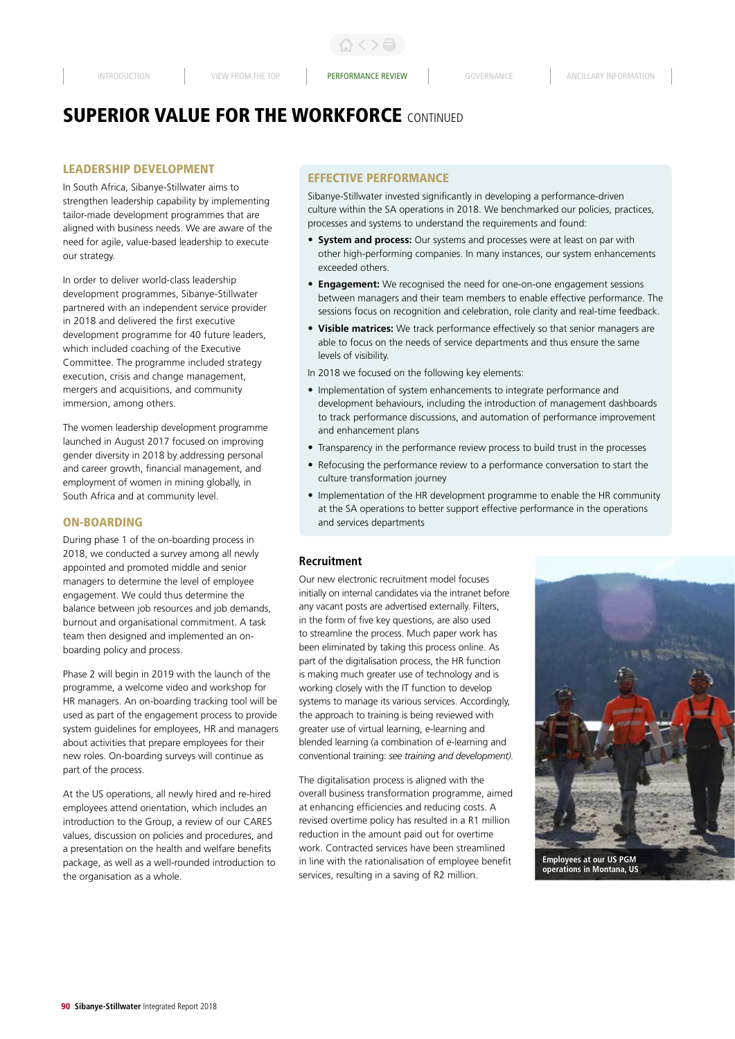# SUPERIOR VALUE FOR THE WORKFORCE CONTINUED

## LEADERSHIP DEVELOPMENT

In South Africa, Sibanye-Stillwater aims to strengthen leadership capability by implementing tailor-made development programmes that are aligned with business needs. We are aware of the need for agile, value-based leadership to execute our strategy.

In order to deliver world-class leadership development programmes, Sibanye-Stillwater partnered with an independent service provider in 2018 and delivered the first executive development programme for 40 future leaders, which included coaching of the Executive Committee. The programme included strategy execution, crisis and change management, mergers and acquisitions, and community immersion, among others.

The women leadership development programme launched in August 2017 focused on improving gender diversity in 2018 by addressing personal and career growth, financial management, and employment of women in mining globally, in South Africa and at community level.

## ON-BOARDING

During phase 1 of the on-boarding process in 2018, we conducted a survey among all newly appointed and promoted middle and senior managers to determine the level of employee engagement. We could thus determine the balance between job resources and job demands, burnout and organisational commitment. A task team then designed and implemented an on-boarding policy and process.

Phase 2 will begin in 2019 with the launch of the programme, a welcome video and workshop for HR managers. An on-boarding tracking tool will be used as part of the engagement process to provide system guidelines for employees, HR and managers about activities that prepare employees for their new roles. On-boarding surveys will continue as part of the process.

At the US operations, all newly hired and re-hired employees attend orientation, which includes an introduction to the Group, a review of our CARES values, discussion on policies and procedures, and a presentation on the health and welfare benefits package, as well as a well-rounded introduction to the organisation as a whole.

## EFFECTIVE PERFORMANCE

Sibanye-Stillwater invested significantly in developing a performance-driven culture within the SA operations in 2018. We benchmarked our policies, practices, processes and systems to understand the requirements and found:

- **System and process:** Our systems and processes were at least on par with other high-performing companies. In many instances, our system enhancements exceeded others.
- **Engagement:** We recognised the need for one-on-one engagement sessions between managers and their team members to enable effective performance. The sessions focus on recognition and celebration, role clarity and real-time feedback.
- **Visible matrices:** We track performance effectively so that senior managers are able to focus on the needs of service departments and thus ensure the same levels of visibility.

In 2018 we focused on the following key elements:

- Implementation of system enhancements to integrate performance and development behaviours, including the introduction of management dashboards to track performance discussions, and automation of performance improvement and enhancement plans
- Transparency in the performance review process to build trust in the processes
- Refocusing the performance review to a performance conversation to start the culture transformation journey
- Implementation of the HR development programme to enable the HR community at the SA operations to better support effective performance in the operations and services departments

### Recruitment

Our new electronic recruitment model focuses initially on internal candidates via the intranet before any vacant posts are advertised externally. Filters, in the form of five key questions, are also used to streamline the process. Much paper work has been eliminated by taking this process online. As part of the digitalisation process, the HR function is making much greater use of technology and is working closely with the IT function to develop systems to manage its various services. Accordingly, the approach to training is being reviewed with greater use of virtual learning, e-learning and blended learning (a combination of e-learning and conventional training: *see training and development).*

The digitalisation process is aligned with the overall business transformation programme, aimed at enhancing efficiencies and reducing costs. A revised overtime policy has resulted in a R1 million reduction in the amount paid out for overtime work. Contracted services have been streamlined in line with the rationalisation of employee benefit services, resulting in a saving of R2 million.

**Employees at our US PGM operations in Montana, US**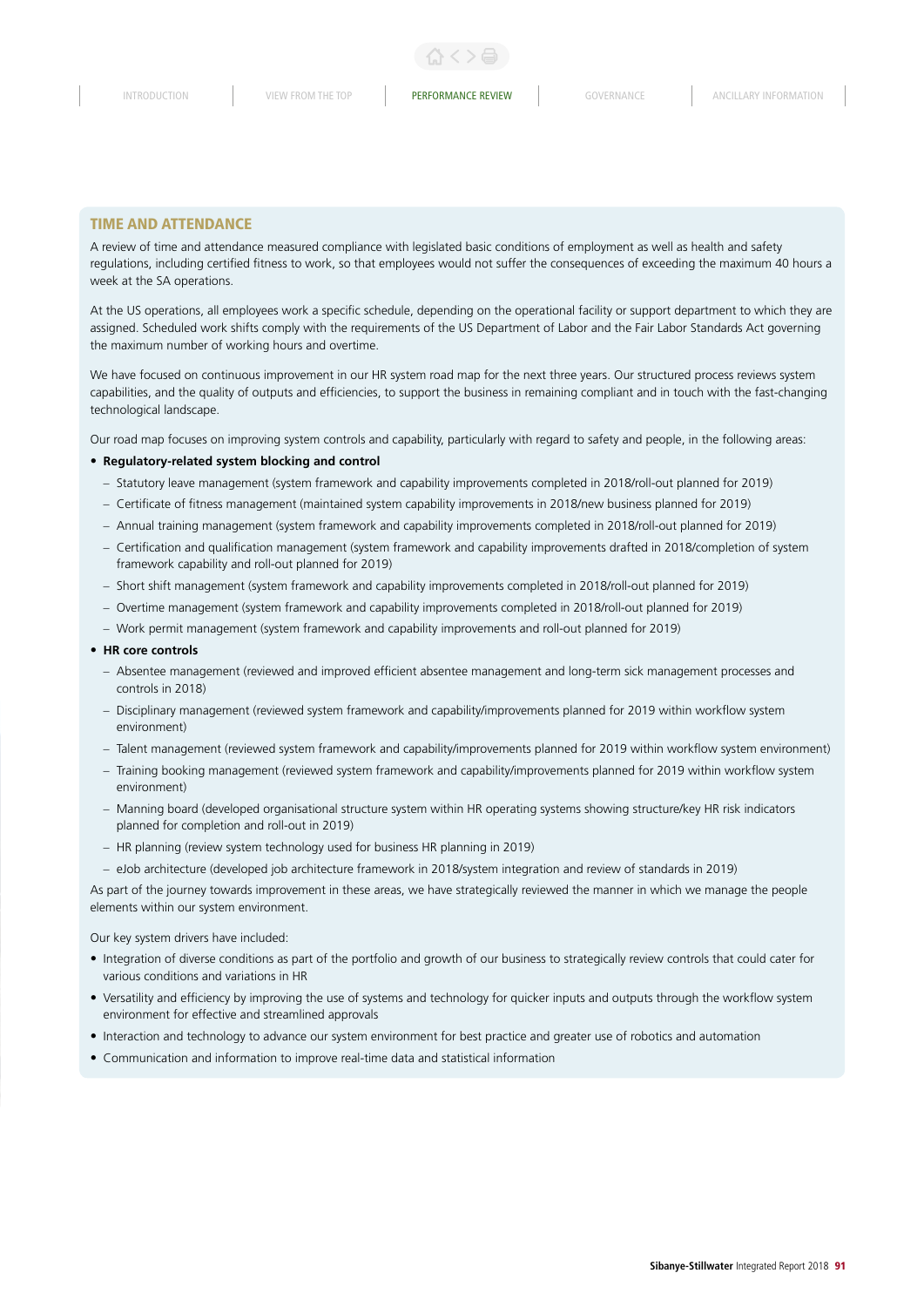## TIME AND ATTENDANCE

A review of time and attendance measured compliance with legislated basic conditions of employment as well as health and safety regulations, including certified fitness to work, so that employees would not suffer the consequences of exceeding the maximum 40 hours a week at the SA operations.

At the US operations, all employees work a specific schedule, depending on the operational facility or support department to which they are assigned. Scheduled work shifts comply with the requirements of the US Department of Labor and the Fair Labor Standards Act governing the maximum number of working hours and overtime.

We have focused on continuous improvement in our HR system road map for the next three years. Our structured process reviews system capabilities, and the quality of outputs and efficiencies, to support the business in remaining compliant and in touch with the fast-changing technological landscape.

Our road map focuses on improving system controls and capability, particularly with regard to safety and people, in the following areas:

- **Regulatory-related system blocking and control**
  - Statutory leave management (system framework and capability improvements completed in 2018/roll-out planned for 2019)
  - Certificate of fitness management (maintained system capability improvements in 2018/new business planned for 2019)
  - Annual training management (system framework and capability improvements completed in 2018/roll-out planned for 2019)
  - Certification and qualification management (system framework and capability improvements drafted in 2018/completion of system framework capability and roll-out planned for 2019)
  - Short shift management (system framework and capability improvements completed in 2018/roll-out planned for 2019)
  - Overtime management (system framework and capability improvements completed in 2018/roll-out planned for 2019)
  - Work permit management (system framework and capability improvements and roll-out planned for 2019)
- **HR core controls**
  - Absentee management (reviewed and improved efficient absentee management and long-term sick management processes and controls in 2018)
  - Disciplinary management (reviewed system framework and capability/improvements planned for 2019 within workflow system environment)
  - Talent management (reviewed system framework and capability/improvements planned for 2019 within workflow system environment)
  - Training booking management (reviewed system framework and capability/improvements planned for 2019 within workflow system environment)
  - Manning board (developed organisational structure system within HR operating systems showing structure/key HR risk indicators planned for completion and roll-out in 2019)
  - HR planning (review system technology used for business HR planning in 2019)
  - eJob architecture (developed job architecture framework in 2018/system integration and review of standards in 2019)

As part of the journey towards improvement in these areas, we have strategically reviewed the manner in which we manage the people elements within our system environment.

Our key system drivers have included:

- Integration of diverse conditions as part of the portfolio and growth of our business to strategically review controls that could cater for various conditions and variations in HR
- Versatility and efficiency by improving the use of systems and technology for quicker inputs and outputs through the workflow system environment for effective and streamlined approvals
- Interaction and technology to advance our system environment for best practice and greater use of robotics and automation
- Communication and information to improve real-time data and statistical information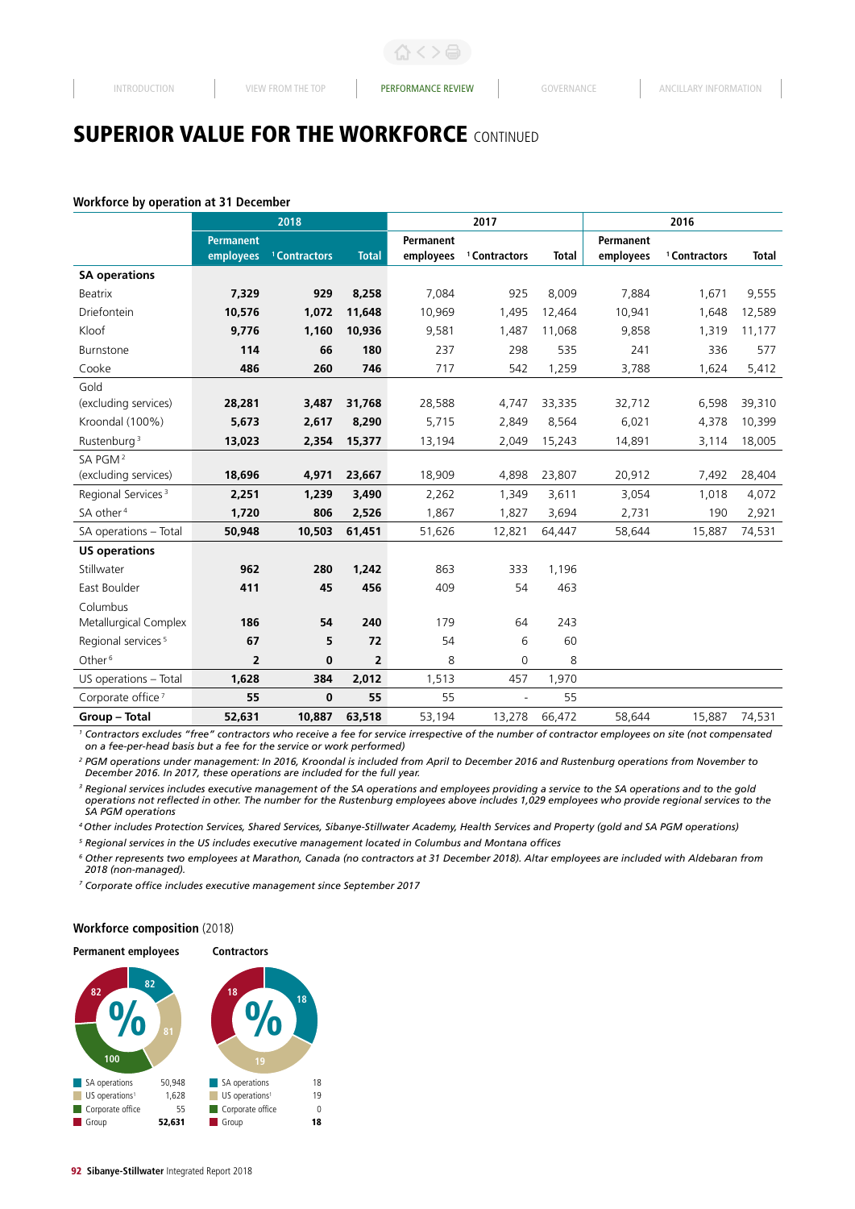# SUPERIOR VALUE FOR THE WORKFORCE CONTINUED

**Workforce by operation at 31 December**

| | 2018 | | | 2017 | | | 2016 | | |
|---|---|---|---|---|---|---|---|---|---|
| | Permanent employees | [1] Contractors | Total | Permanent employees | [1] Contractors | Total | Permanent employees | [1] Contractors | Total |
| **SA operations** | | | | | | | | | |
| Beatrix | **7,329** | **929** | **8,258** | 7,084 | 925 | 8,009 | 7,884 | 1,671 | 9,555 |
| Driefontein | **10,576** | **1,072** | **11,648** | 10,969 | 1,495 | 12,464 | 10,941 | 1,648 | 12,589 |
| Kloof | **9,776** | **1,160** | **10,936** | 9,581 | 1,487 | 11,068 | 9,858 | 1,319 | 11,177 |
| Burnstone | **114** | **66** | **180** | 237 | 298 | 535 | 241 | 336 | 577 |
| Cooke | **486** | **260** | **746** | 717 | 542 | 1,259 | 3,788 | 1,624 | 5,412 |
| Gold (excluding services) | **28,281** | **3,487** | **31,768** | 28,588 | 4,747 | 33,335 | 32,712 | 6,598 | 39,310 |
| Kroondal (100%) | **5,673** | **2,617** | **8,290** | 5,715 | 2,849 | 8,564 | 6,021 | 4,378 | 10,399 |
| Rustenburg [3] | **13,023** | **2,354** | **15,377** | 13,194 | 2,049 | 15,243 | 14,891 | 3,114 | 18,005 |
| SA PGM [2] (excluding services) | **18,696** | **4,971** | **23,667** | 18,909 | 4,898 | 23,807 | 20,912 | 7,492 | 28,404 |
| Regional Services [3] | **2,251** | **1,239** | **3,490** | 2,262 | 1,349 | 3,611 | 3,054 | 1,018 | 4,072 |
| SA other [4] | **1,720** | **806** | **2,526** | 1,867 | 1,827 | 3,694 | 2,731 | 190 | 2,921 |
| SA operations – Total | **50,948** | **10,503** | **61,451** | 51,626 | 12,821 | 64,447 | 58,644 | 15,887 | 74,531 |
| **US operations** | | | | | | | | | |
| Stillwater | **962** | **280** | **1,242** | 863 | 333 | 1,196 | | | |
| East Boulder | **411** | **45** | **456** | 409 | 54 | 463 | | | |
| Columbus Metallurgical Complex | **186** | **54** | **240** | 179 | 64 | 243 | | | |
| Regional services [5] | **67** | **5** | **72** | 54 | 6 | 60 | | | |
| Other [6] | **2** | **0** | **2** | 8 | 0 | 8 | | | |
| US operations – Total | **1,628** | **384** | **2,012** | 1,513 | 457 | 1,970 | | | |
| Corporate office [7] | **55** | **0** | **55** | 55 | - | 55 | | | |
| **Group – Total** | **52,631** | **10,887** | **63,518** | 53,194 | 13,278 | 66,472 | 58,644 | 15,887 | 74,531 |

*[1] Contractors excludes "free" contractors who receive a fee for service irrespective of the number of contractor employees on site (not compensated on a fee-per-head basis but a fee for the service or work performed)*

*[2] PGM operations under management: In 2016, Kroondal is included from April to December 2016 and Rustenburg operations from November to December 2016. In 2017, these operations are included for the full year.*

*[3] Regional services includes executive management of the SA operations and employees providing a service to the SA operations and to the gold operations not reflected in other. The number for the Rustenburg employees above includes 1,029 employees who provide regional services to the SA PGM operations*

*[4] Other includes Protection Services, Shared Services, Sibanye-Stillwater Academy, Health Services and Property (gold and SA PGM operations)*

*[5] Regional services in the US includes executive management located in Columbus and Montana offices*

*[6] Other represents two employees at Marathon, Canada (no contractors at 31 December 2018). Altar employees are included with Aldebaran from 2018 (non-managed).*

*[7] Corporate office includes executive management since September 2017*

**Workforce composition** (2018)

**Permanent employees**

82 | 82 | 81 | 100 | %

| | |
|---|---|
| SA operations | 50,948 |
| US operations[1] | 1,628 |
| Corporate office | 55 |
| Group | **52,631** |

**Contractors**

18 | 18 | 19 | %

| | |
|---|---|
| SA operations | 18 |
| US operations[1] | 19 |
| Corporate office | 0 |
| Group | **18** |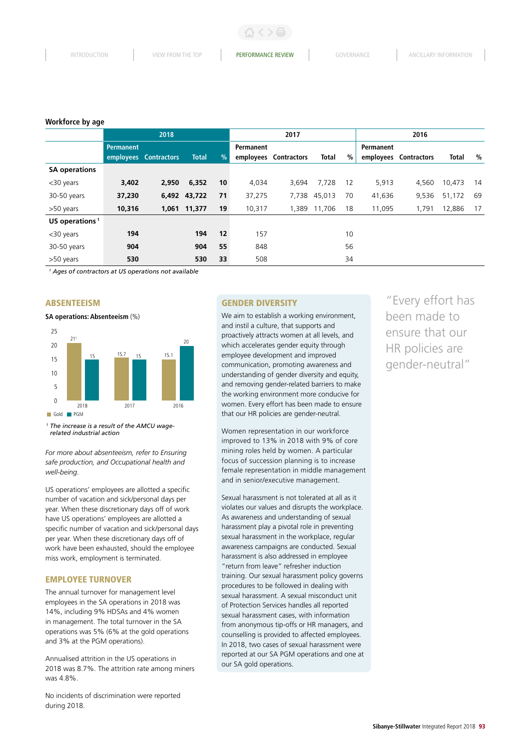**Workforce by age**

| | 2018 | | | | 2017 | | | | 2016 | | | |
|---|---|---|---|---|---|---|---|---|---|---|---|---|
| | Permanent employees | Contractors | Total | % | Permanent employees | Contractors | Total | % | Permanent employees | Contractors | Total | % |
| **SA operations** | | | | | | | | | | | | |
| <30 years | **3,402** | **2,950** | **6,352** | **10** | 4,034 | 3,694 | 7,728 | 12 | 5,913 | 4,560 | 10,473 | 14 |
| 30-50 years | **37,230** | **6,492** | **43,722** | **71** | 37,275 | 7,738 | 45,013 | 70 | 41,636 | 9,536 | 51,172 | 69 |
| >50 years | **10,316** | **1,061** | **11,377** | **19** | 10,317 | 1,389 | 11,706 | 18 | 11,095 | 1,791 | 12,886 | 17 |
| **US operations** [1] | | | | | | | | | | | | |
| <30 years | **194** | | **194** | **12** | 157 | | | 10 | | | | |
| 30-50 years | **904** | | **904** | **55** | 848 | | | 56 | | | | |
| >50 years | **530** | | **530** | **33** | 508 | | | 34 | | | | |

[1] *Ages of contractors at US operations not available*

## ABSENTEEISM

**SA operations: Absenteeism** (%)

| | Gold | PGM |
|---|---|---|
| 2018 | 21[1] | 15 |
| 2017 | 15.7 | 15 |
| 2016 | 15.1 | 20 |

[1] *The increase is a result of the AMCU wage-related industrial action*

*For more about absenteeism, refer to Ensuring safe production, and Occupational health and well-being.*

US operations' employees are allotted a specific number of vacation and sick/personal days per year. When these discretionary days off of work have US operations' employees are allotted a specific number of vacation and sick/personal days per year. When these discretionary days off of work have been exhausted, should the employee miss work, employment is terminated.

## EMPLOYEE TURNOVER

The annual turnover for management level employees in the SA operations in 2018 was 14%, including 9% HDSAs and 4% women in management. The total turnover in the SA operations was 5% (6% at the gold operations and 3% at the PGM operations).

Annualised attrition in the US operations in 2018 was 8.7%. The attrition rate among miners was 4.8%.

No incidents of discrimination were reported during 2018.

## GENDER DIVERSITY

We aim to establish a working environment, and instil a culture, that supports and proactively attracts women at all levels, and which accelerates gender equity through employee development and improved communication, promoting awareness and understanding of gender diversity and equity, and removing gender-related barriers to make the working environment more conducive for women. Every effort has been made to ensure that our HR policies are gender-neutral.

Women representation in our workforce improved to 13% in 2018 with 9% of core mining roles held by women. A particular focus of succession planning is to increase female representation in middle management and in senior/executive management.

Sexual harassment is not tolerated at all as it violates our values and disrupts the workplace. As awareness and understanding of sexual harassment play a pivotal role in preventing sexual harassment in the workplace, regular awareness campaigns are conducted. Sexual harassment is also addressed in employee "return from leave" refresher induction training. Our sexual harassment policy governs procedures to be followed in dealing with sexual harassment. A sexual misconduct unit of Protection Services handles all reported sexual harassment cases, with information from anonymous tip-offs or HR managers, and counselling is provided to affected employees. In 2018, two cases of sexual harassment were reported at our SA PGM operations and one at our SA gold operations.

> "Every effort has been made to ensure that our HR policies are gender-neutral"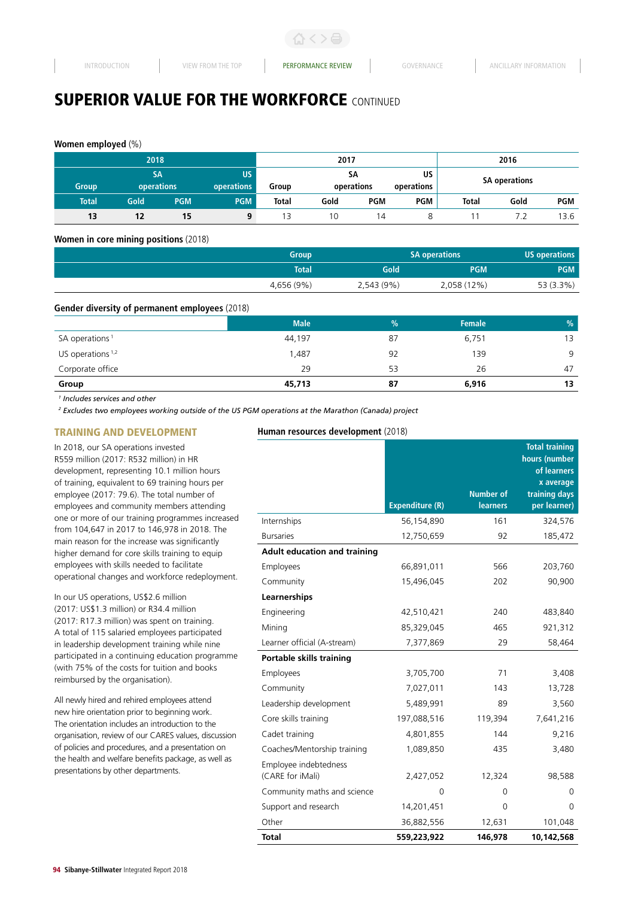# SUPERIOR VALUE FOR THE WORKFORCE CONTINUED

**Women employed** (%)

| 2018 | | | | 2017 | | | | 2016 | | |
|---|---|---|---|---|---|---|---|---|---|---|
| Group | SA operations | | US operations | Group | SA operations | | US operations | SA operations | | |
| Total | Gold | PGM | PGM | Total | Gold | PGM | PGM | Total | Gold | PGM |
| **13** | **12** | **15** | **9** | 13 | 10 | 14 | 8 | 11 | 7.2 | 13.6 |

**Women in core mining positions** (2018)

| Group | SA operations | | US operations |
|---|---|---|---|
| Total | Gold | PGM | PGM |
| 4,656 (9%) | 2,543 (9%) | 2,058 (12%) | 53 (3.3%) |

**Gender diversity of permanent employees** (2018)

| | Male | % | Female | % |
|---|---|---|---|---|
| SA operations [1] | 44,197 | 87 | 6,751 | 13 |
| US operations [1,2] | 1,487 | 92 | 139 | 9 |
| Corporate office | 29 | 53 | 26 | 47 |
| **Group** | **45,713** | **87** | **6,916** | **13** |

*[1] Includes services and other*

*[2] Excludes two employees working outside of the US PGM operations at the Marathon (Canada) project*

## TRAINING AND DEVELOPMENT

In 2018, our SA operations invested R559 million (2017: R532 million) in HR development, representing 10.1 million hours of training, equivalent to 69 training hours per employee (2017: 79.6). The total number of employees and community members attending one or more of our training programmes increased from 104,647 in 2017 to 146,978 in 2018. The main reason for the increase was significantly higher demand for core skills training to equip employees with skills needed to facilitate operational changes and workforce redeployment.

In our US operations, US$2.6 million (2017: US$1.3 million) or R34.4 million (2017: R17.3 million) was spent on training. A total of 115 salaried employees participated in leadership development training while nine participated in a continuing education programme (with 75% of the costs for tuition and books reimbursed by the organisation).

All newly hired and rehired employees attend new hire orientation prior to beginning work. The orientation includes an introduction to the organisation, review of our CARES values, discussion of policies and procedures, and a presentation on the health and welfare benefits package, as well as presentations by other departments.

**Human resources development** (2018)

| | Expenditure (R) | Number of learners | Total training hours (number of learners x average training days per learner) |
|---|---|---|---|
| Internships | 56,154,890 | 161 | 324,576 |
| Bursaries | 12,750,659 | 92 | 185,472 |
| **Adult education and training** | | | |
| Employees | 66,891,011 | 566 | 203,760 |
| Community | 15,496,045 | 202 | 90,900 |
| **Learnerships** | | | |
| Engineering | 42,510,421 | 240 | 483,840 |
| Mining | 85,329,045 | 465 | 921,312 |
| Learner official (A-stream) | 7,377,869 | 29 | 58,464 |
| **Portable skills training** | | | |
| Employees | 3,705,700 | 71 | 3,408 |
| Community | 7,027,011 | 143 | 13,728 |
| Leadership development | 5,489,991 | 89 | 3,560 |
| Core skills training | 197,088,516 | 119,394 | 7,641,216 |
| Cadet training | 4,801,855 | 144 | 9,216 |
| Coaches/Mentorship training | 1,089,850 | 435 | 3,480 |
| Employee indebtedness (CARE for iMali) | 2,427,052 | 12,324 | 98,588 |
| Community maths and science | 0 | 0 | 0 |
| Support and research | 14,201,451 | 0 | 0 |
| Other | 36,882,556 | 12,631 | 101,048 |
| **Total** | **559,223,922** | **146,978** | **10,142,568** |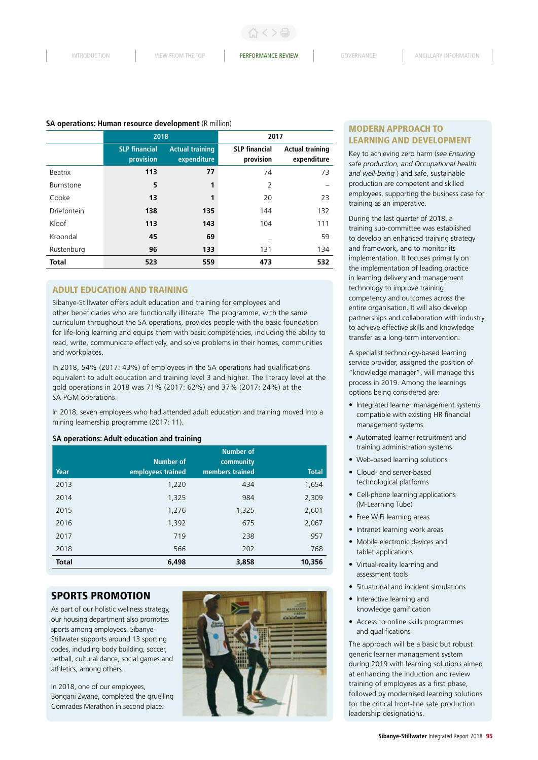**SA operations: Human resource development** (R million)

| | 2018 | | 2017 | |
|---|---|---|---|---|
| | SLP financial provision | Actual training expenditure | SLP financial provision | Actual training expenditure |
| Beatrix | **113** | **77** | 74 | 73 |
| Burnstone | **5** | **1** | 2 | – |
| Cooke | **13** | **1** | 20 | 23 |
| Driefontein | **138** | **135** | 144 | 132 |
| Kloof | **113** | **143** | 104 | 111 |
| Kroondal | **45** | **69** | – | 59 |
| Rustenburg | **96** | **133** | 131 | 134 |
| **Total** | **523** | **559** | **473** | **532** |

## ADULT EDUCATION AND TRAINING

Sibanye-Stillwater offers adult education and training for employees and other beneficiaries who are functionally illiterate. The programme, with the same curriculum throughout the SA operations, provides people with the basic foundation for life-long learning and equips them with basic competencies, including the ability to read, write, communicate effectively, and solve problems in their homes, communities and workplaces.

In 2018, 54% (2017: 43%) of employees in the SA operations had qualifications equivalent to adult education and training level 3 and higher. The literacy level at the gold operations in 2018 was 71% (2017: 62%) and 37% (2017: 24%) at the SA PGM operations.

In 2018, seven employees who had attended adult education and training moved into a mining learnership programme (2017: 11).

**SA operations: Adult education and training**

| Year | Number of employees trained | Number of community members trained | Total |
|---|---|---|---|
| 2013 | 1,220 | 434 | 1,654 |
| 2014 | 1,325 | 984 | 2,309 |
| 2015 | 1,276 | 1,325 | 2,601 |
| 2016 | 1,392 | 675 | 2,067 |
| 2017 | 719 | 238 | 957 |
| 2018 | 566 | 202 | 768 |
| **Total** | **6,498** | **3,858** | **10,356** |

## SPORTS PROMOTION

As part of our holistic wellness strategy, our housing department also promotes sports among employees. Sibanye-Stillwater supports around 13 sporting codes, including body building, soccer, netball, cultural dance, social games and athletics, among others.

In 2018, one of our employees, Bongani Zwane, completed the gruelling Comrades Marathon in second place.

## MODERN APPROACH TO LEARNING AND DEVELOPMENT

Key to achieving zero harm (*see Ensuring safe production, and Occupational health and well-being* ) and safe, sustainable production are competent and skilled employees, supporting the business case for training as an imperative.

During the last quarter of 2018, a training sub-committee was established to develop an enhanced training strategy and framework, and to monitor its implementation. It focuses primarily on the implementation of leading practice in learning delivery and management technology to improve training competency and outcomes across the entire organisation. It will also develop partnerships and collaboration with industry to achieve effective skills and knowledge transfer as a long-term intervention.

A specialist technology-based learning service provider, assigned the position of "knowledge manager", will manage this process in 2019. Among the learnings options being considered are:

- Integrated learner management systems compatible with existing HR financial management systems
- Automated learner recruitment and training administration systems
- Web-based learning solutions
- Cloud- and server-based technological platforms
- Cell-phone learning applications (M-Learning Tube)
- Free WiFi learning areas
- Intranet learning work areas
- Mobile electronic devices and tablet applications
- Virtual-reality learning and assessment tools
- Situational and incident simulations
- Interactive learning and knowledge gamification
- Access to online skills programmes and qualifications

The approach will be a basic but robust generic learner management system during 2019 with learning solutions aimed at enhancing the induction and review training of employees as a first phase, followed by modernised learning solutions for the critical front-line safe production leadership designations.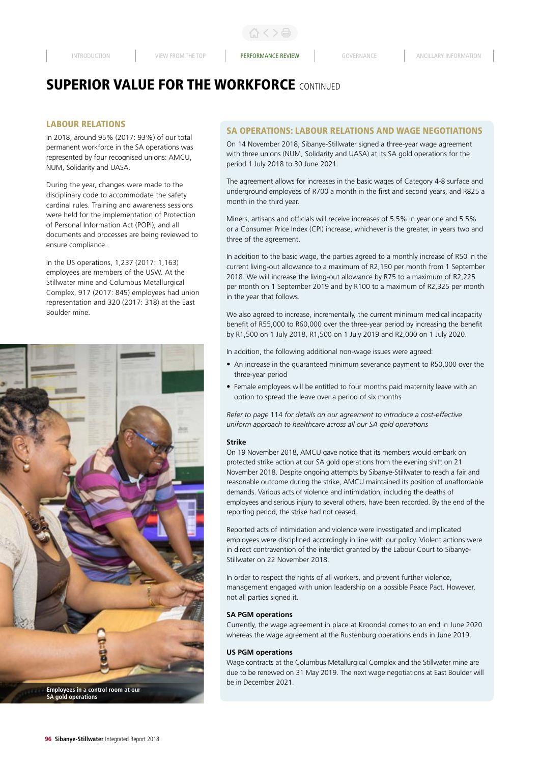# SUPERIOR VALUE FOR THE WORKFORCE CONTINUED

## LABOUR RELATIONS

In 2018, around 95% (2017: 93%) of our total permanent workforce in the SA operations was represented by four recognised unions: AMCU, NUM, Solidarity and UASA.

During the year, changes were made to the disciplinary code to accommodate the safety cardinal rules. Training and awareness sessions were held for the implementation of Protection of Personal Information Act (POPI), and all documents and processes are being reviewed to ensure compliance.

In the US operations, 1,237 (2017: 1,163) employees are members of the USW. At the Stillwater mine and Columbus Metallurgical Complex, 917 (2017: 845) employees had union representation and 320 (2017: 318) at the East Boulder mine.

Employees in a control room at our SA gold operations

## SA OPERATIONS: LABOUR RELATIONS AND WAGE NEGOTIATIONS

On 14 November 2018, Sibanye-Stillwater signed a three-year wage agreement with three unions (NUM, Solidarity and UASA) at its SA gold operations for the period 1 July 2018 to 30 June 2021.

The agreement allows for increases in the basic wages of Category 4-8 surface and underground employees of R700 a month in the first and second years, and R825 a month in the third year.

Miners, artisans and officials will receive increases of 5.5% in year one and 5.5% or a Consumer Price Index (CPI) increase, whichever is the greater, in years two and three of the agreement.

In addition to the basic wage, the parties agreed to a monthly increase of R50 in the current living-out allowance to a maximum of R2,150 per month from 1 September 2018. We will increase the living-out allowance by R75 to a maximum of R2,225 per month on 1 September 2019 and by R100 to a maximum of R2,325 per month in the year that follows.

We also agreed to increase, incrementally, the current minimum medical incapacity benefit of R55,000 to R60,000 over the three-year period by increasing the benefit by R1,500 on 1 July 2018, R1,500 on 1 July 2019 and R2,000 on 1 July 2020.

In addition, the following additional non-wage issues were agreed:

- An increase in the guaranteed minimum severance payment to R50,000 over the three-year period
- Female employees will be entitled to four months paid maternity leave with an option to spread the leave over a period of six months

*Refer to page 114 for details on our agreement to introduce a cost-effective uniform approach to healthcare across all our SA gold operations*

### Strike

On 19 November 2018, AMCU gave notice that its members would embark on protected strike action at our SA gold operations from the evening shift on 21 November 2018. Despite ongoing attempts by Sibanye-Stillwater to reach a fair and reasonable outcome during the strike, AMCU maintained its position of unaffordable demands. Various acts of violence and intimidation, including the deaths of employees and serious injury to several others, have been recorded. By the end of the reporting period, the strike had not ceased.

Reported acts of intimidation and violence were investigated and implicated employees were disciplined accordingly in line with our policy. Violent actions were in direct contravention of the interdict granted by the Labour Court to Sibanye-Stillwater on 22 November 2018.

In order to respect the rights of all workers, and prevent further violence, management engaged with union leadership on a possible Peace Pact. However, not all parties signed it.

### SA PGM operations

Currently, the wage agreement in place at Kroondal comes to an end in June 2020 whereas the wage agreement at the Rustenburg operations ends in June 2019.

### US PGM operations

Wage contracts at the Columbus Metallurgical Complex and the Stillwater mine are due to be renewed on 31 May 2019. The next wage negotiations at East Boulder will be in December 2021.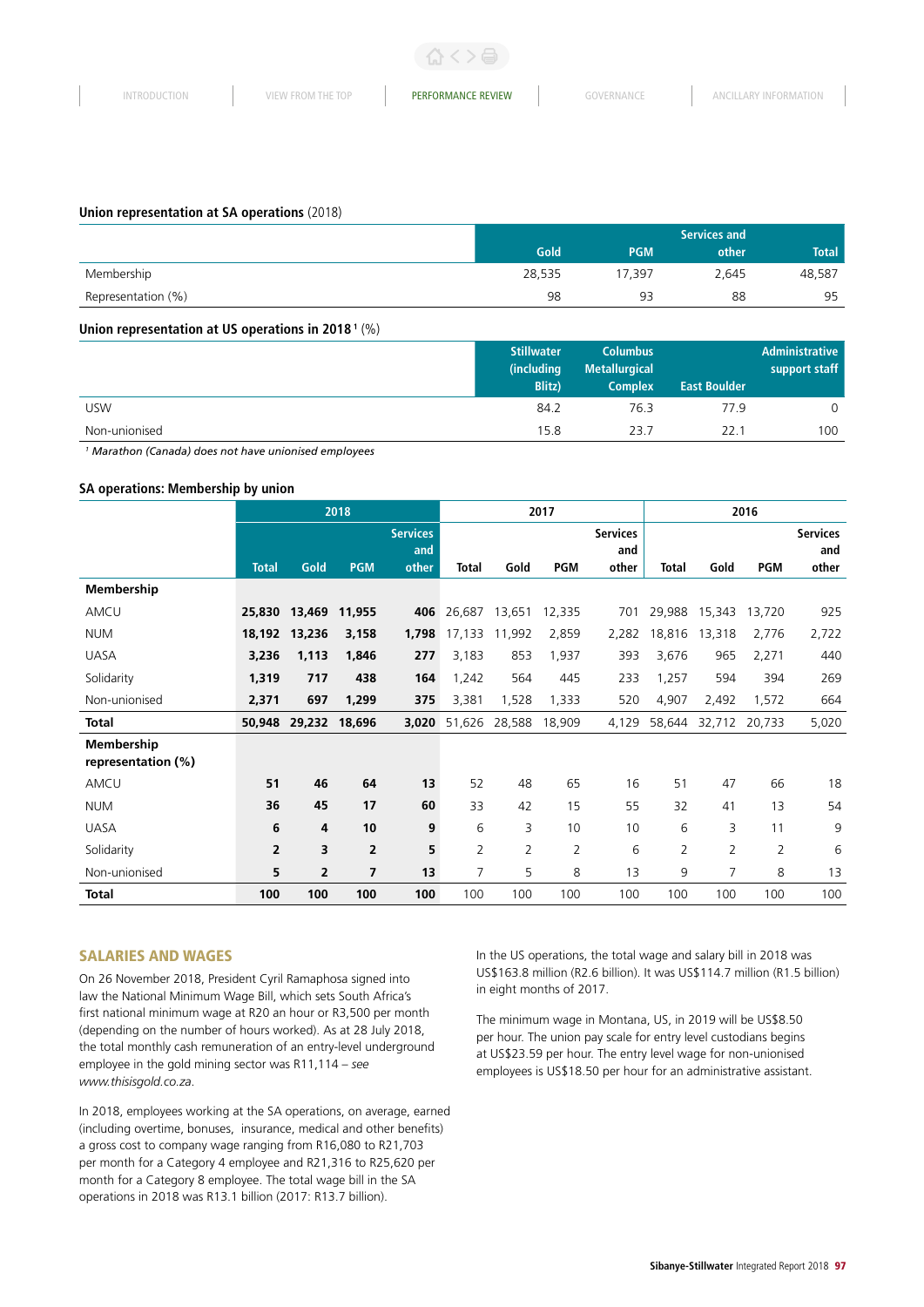**Union representation at SA operations** (2018)

| | Gold | PGM | Services and other | Total |
|---|---|---|---|---|
| Membership | 28,535 | 17,397 | 2,645 | 48,587 |
| Representation (%) | 98 | 93 | 88 | 95 |

**Union representation at US operations in 2018**[1] (%)

| | Stillwater (including Blitz) | Columbus Metallurgical Complex | East Boulder | Administrative support staff |
|---|---|---|---|---|
| USW | 84.2 | 76.3 | 77.9 | 0 |
| Non-unionised | 15.8 | 23.7 | 22.1 | 100 |

[1] *Marathon (Canada) does not have unionised employees*

**SA operations: Membership by union**

| | 2018 | | | | 2017 | | | | 2016 | | | |
|---|---|---|---|---|---|---|---|---|---|---|---|---|
| | **Total** | **Gold** | **PGM** | **Services and other** | Total | Gold | PGM | Services and other | Total | Gold | PGM | Services and other |
| **Membership** | | | | | | | | | | | | |
| AMCU | **25,830** | **13,469** | **11,955** | **406** | 26,687 | 13,651 | 12,335 | 701 | 29,988 | 15,343 | 13,720 | 925 |
| NUM | **18,192** | **13,236** | **3,158** | **1,798** | 17,133 | 11,992 | 2,859 | 2,282 | 18,816 | 13,318 | 2,776 | 2,722 |
| UASA | **3,236** | **1,113** | **1,846** | **277** | 3,183 | 853 | 1,937 | 393 | 3,676 | 965 | 2,271 | 440 |
| Solidarity | **1,319** | **717** | **438** | **164** | 1,242 | 564 | 445 | 233 | 1,257 | 594 | 394 | 269 |
| Non-unionised | **2,371** | **697** | **1,299** | **375** | 3,381 | 1,528 | 1,333 | 520 | 4,907 | 2,492 | 1,572 | 664 |
| **Total** | **50,948** | **29,232** | **18,696** | **3,020** | 51,626 | 28,588 | 18,909 | 4,129 | 58,644 | 32,712 | 20,733 | 5,020 |
| **Membership representation (%)** | | | | | | | | | | | | |
| AMCU | **51** | **46** | **64** | **13** | 52 | 48 | 65 | 16 | 51 | 47 | 66 | 18 |
| NUM | **36** | **45** | **17** | **60** | 33 | 42 | 15 | 55 | 32 | 41 | 13 | 54 |
| UASA | **6** | **4** | **10** | **9** | 6 | 3 | 10 | 10 | 6 | 3 | 11 | 9 |
| Solidarity | **2** | **3** | **2** | **5** | 2 | 2 | 2 | 6 | 2 | 2 | 2 | 6 |
| Non-unionised | **5** | **2** | **7** | **13** | 7 | 5 | 8 | 13 | 9 | 7 | 8 | 13 |
| **Total** | **100** | **100** | **100** | **100** | 100 | 100 | 100 | 100 | 100 | 100 | 100 | 100 |

## SALARIES AND WAGES

On 26 November 2018, President Cyril Ramaphosa signed into law the National Minimum Wage Bill, which sets South Africa's first national minimum wage at R20 an hour or R3,500 per month (depending on the number of hours worked). As at 28 July 2018, the total monthly cash remuneration of an entry-level underground employee in the gold mining sector was R11,114 – *see www.thisisgold.co.za*.

In 2018, employees working at the SA operations, on average, earned (including overtime, bonuses, insurance, medical and other benefits) a gross cost to company wage ranging from R16,080 to R21,703 per month for a Category 4 employee and R21,316 to R25,620 per month for a Category 8 employee. The total wage bill in the SA operations in 2018 was R13.1 billion (2017: R13.7 billion).

In the US operations, the total wage and salary bill in 2018 was US$163.8 million (R2.6 billion). It was US$114.7 million (R1.5 billion) in eight months of 2017.

The minimum wage in Montana, US, in 2019 will be US$8.50 per hour. The union pay scale for entry level custodians begins at US$23.59 per hour. The entry level wage for non-unionised employees is US$18.50 per hour for an administrative assistant.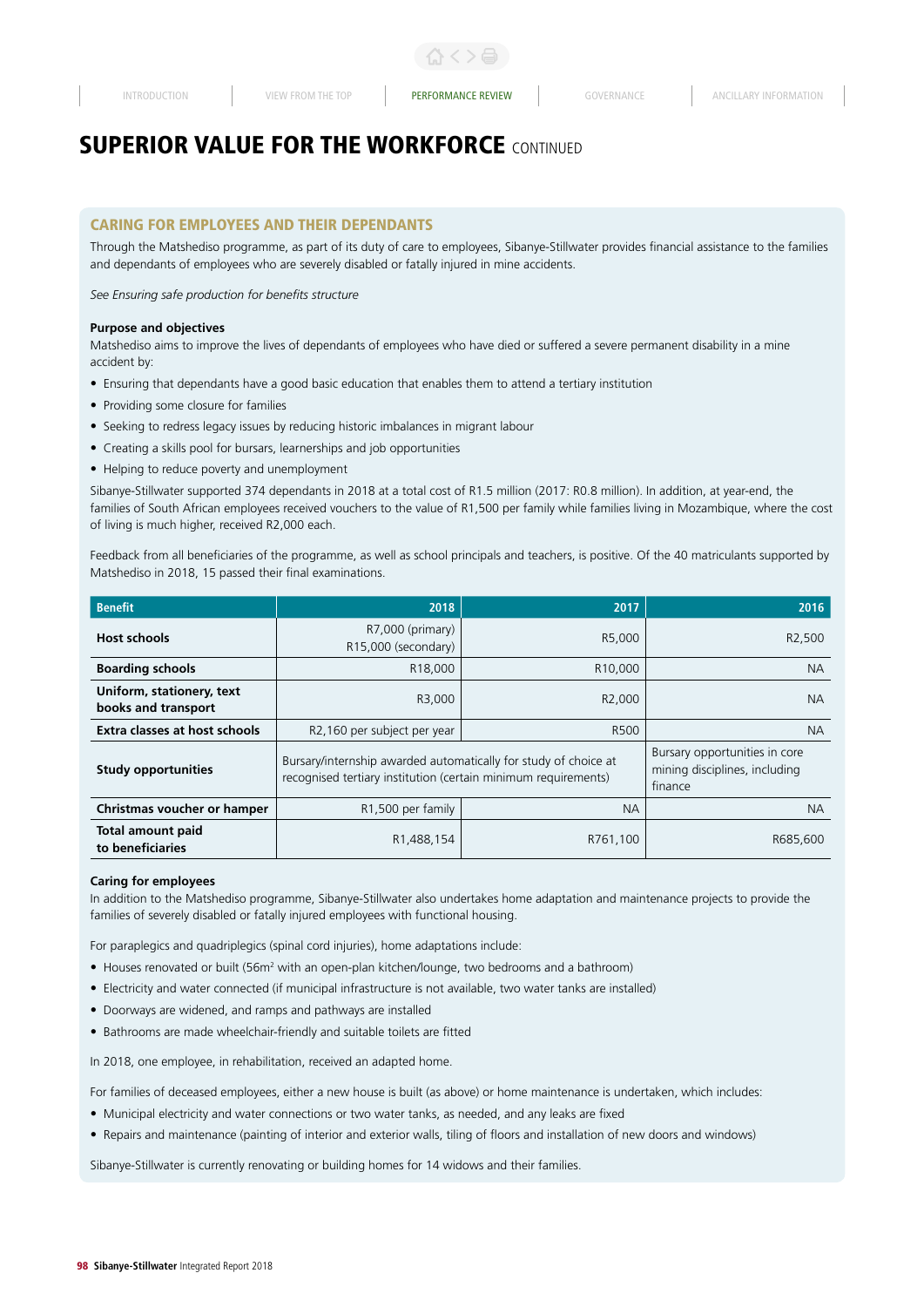# SUPERIOR VALUE FOR THE WORKFORCE CONTINUED

## CARING FOR EMPLOYEES AND THEIR DEPENDANTS

Through the Matshediso programme, as part of its duty of care to employees, Sibanye-Stillwater provides financial assistance to the families and dependants of employees who are severely disabled or fatally injured in mine accidents.

*See Ensuring safe production for benefits structure*

**Purpose and objectives**

Matshediso aims to improve the lives of dependants of employees who have died or suffered a severe permanent disability in a mine accident by:

- Ensuring that dependants have a good basic education that enables them to attend a tertiary institution
- Providing some closure for families
- Seeking to redress legacy issues by reducing historic imbalances in migrant labour
- Creating a skills pool for bursars, learnerships and job opportunities
- Helping to reduce poverty and unemployment

Sibanye-Stillwater supported 374 dependants in 2018 at a total cost of R1.5 million (2017: R0.8 million). In addition, at year-end, the families of South African employees received vouchers to the value of R1,500 per family while families living in Mozambique, where the cost of living is much higher, received R2,000 each.

Feedback from all beneficiaries of the programme, as well as school principals and teachers, is positive. Of the 40 matriculants supported by Matshediso in 2018, 15 passed their final examinations.

| Benefit | 2018 | 2017 | 2016 |
|---|---|---|---|
| **Host schools** | R7,000 (primary) R15,000 (secondary) | R5,000 | R2,500 |
| **Boarding schools** | R18,000 | R10,000 | NA |
| **Uniform, stationery, text books and transport** | R3,000 | R2,000 | NA |
| **Extra classes at host schools** | R2,160 per subject per year | R500 | NA |
| **Study opportunities** | Bursary/internship awarded automatically for study of choice at recognised tertiary institution (certain minimum requirements) | | Bursary opportunities in core mining disciplines, including finance |
| **Christmas voucher or hamper** | R1,500 per family | NA | NA |
| **Total amount paid to beneficiaries** | R1,488,154 | R761,100 | R685,600 |

**Caring for employees**

In addition to the Matshediso programme, Sibanye-Stillwater also undertakes home adaptation and maintenance projects to provide the families of severely disabled or fatally injured employees with functional housing.

For paraplegics and quadriplegics (spinal cord injuries), home adaptations include:

- Houses renovated or built (56m² with an open-plan kitchen/lounge, two bedrooms and a bathroom)
- Electricity and water connected (if municipal infrastructure is not available, two water tanks are installed)
- Doorways are widened, and ramps and pathways are installed
- Bathrooms are made wheelchair-friendly and suitable toilets are fitted

In 2018, one employee, in rehabilitation, received an adapted home.

For families of deceased employees, either a new house is built (as above) or home maintenance is undertaken, which includes:

- Municipal electricity and water connections or two water tanks, as needed, and any leaks are fixed
- Repairs and maintenance (painting of interior and exterior walls, tiling of floors and installation of new doors and windows)

Sibanye-Stillwater is currently renovating or building homes for 14 widows and their families.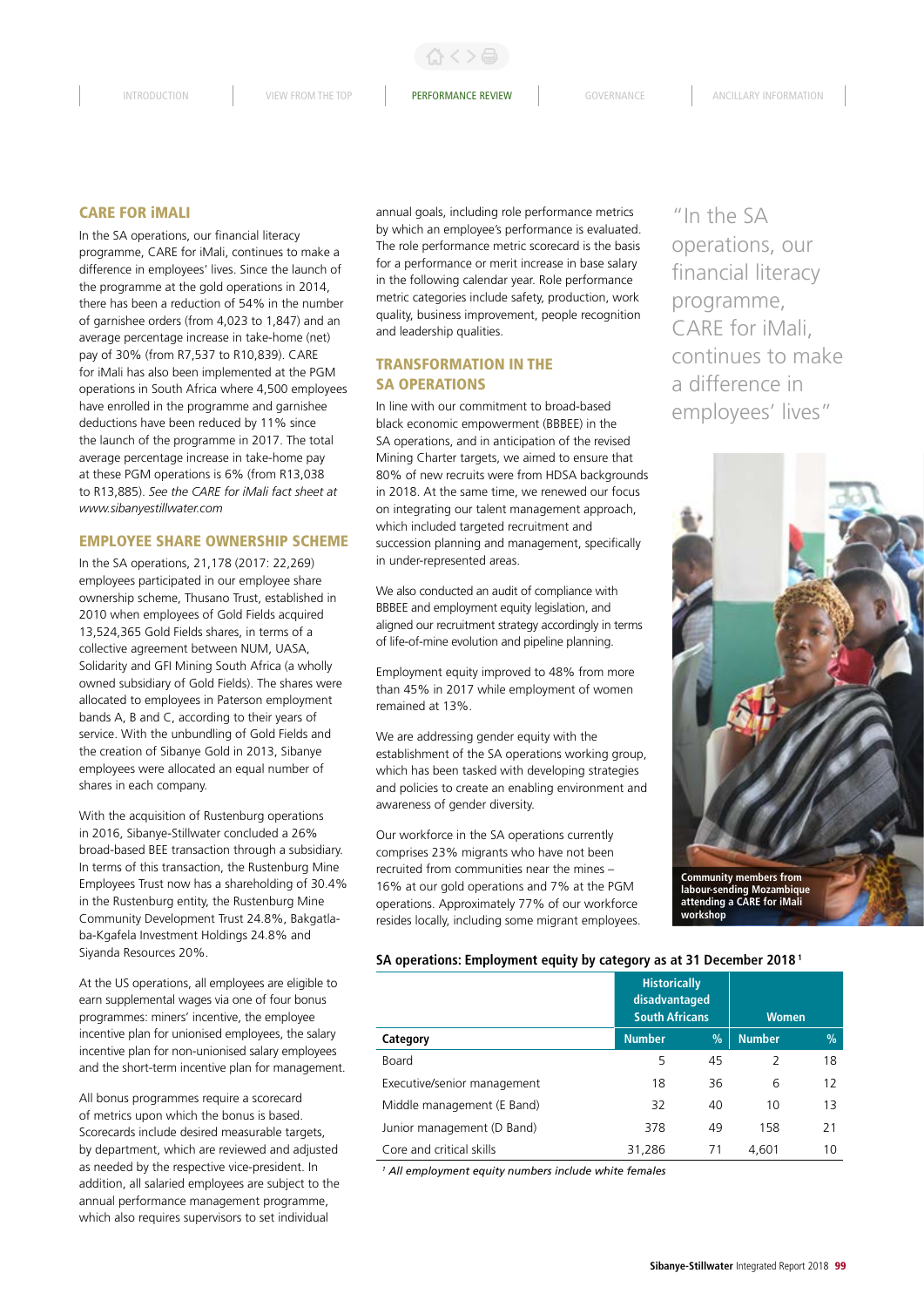## CARE FOR iMALI

In the SA operations, our financial literacy programme, CARE for iMali, continues to make a difference in employees' lives. Since the launch of the programme at the gold operations in 2014, there has been a reduction of 54% in the number of garnishee orders (from 4,023 to 1,847) and an average percentage increase in take-home (net) pay of 30% (from R7,537 to R10,839). CARE for iMali has also been implemented at the PGM operations in South Africa where 4,500 employees have enrolled in the programme and garnishee deductions have been reduced by 11% since the launch of the programme in 2017. The total average percentage increase in take-home pay at these PGM operations is 6% (from R13,038 to R13,885). *See the CARE for iMali fact sheet at www.sibanyestillwater.com*

## EMPLOYEE SHARE OWNERSHIP SCHEME

In the SA operations, 21,178 (2017: 22,269) employees participated in our employee share ownership scheme, Thusano Trust, established in 2010 when employees of Gold Fields acquired 13,524,365 Gold Fields shares, in terms of a collective agreement between NUM, UASA, Solidarity and GFI Mining South Africa (a wholly owned subsidiary of Gold Fields). The shares were allocated to employees in Paterson employment bands A, B and C, according to their years of service. With the unbundling of Gold Fields and the creation of Sibanye Gold in 2013, Sibanye employees were allocated an equal number of shares in each company.

With the acquisition of Rustenburg operations in 2016, Sibanye-Stillwater concluded a 26% broad-based BEE transaction through a subsidiary. In terms of this transaction, the Rustenburg Mine Employees Trust now has a shareholding of 30.4% in the Rustenburg entity, the Rustenburg Mine Community Development Trust 24.8%, Bakgatla-ba-Kgafela Investment Holdings 24.8% and Siyanda Resources 20%.

At the US operations, all employees are eligible to earn supplemental wages via one of four bonus programmes: miners' incentive, the employee incentive plan for unionised employees, the salary incentive plan for non-unionised salary employees and the short-term incentive plan for management.

All bonus programmes require a scorecard of metrics upon which the bonus is based. Scorecards include desired measurable targets, by department, which are reviewed and adjusted as needed by the respective vice-president. In addition, all salaried employees are subject to the annual performance management programme, which also requires supervisors to set individual annual goals, including role performance metrics by which an employee's performance is evaluated. The role performance metric scorecard is the basis for a performance or merit increase in base salary in the following calendar year. Role performance metric categories include safety, production, work quality, business improvement, people recognition and leadership qualities.

## TRANSFORMATION IN THE SA OPERATIONS

In line with our commitment to broad-based black economic empowerment (BBBEE) in the SA operations, and in anticipation of the revised Mining Charter targets, we aimed to ensure that 80% of new recruits were from HDSA backgrounds in 2018. At the same time, we renewed our focus on integrating our talent management approach, which included targeted recruitment and succession planning and management, specifically in under-represented areas.

We also conducted an audit of compliance with BBBEE and employment equity legislation, and aligned our recruitment strategy accordingly in terms of life-of-mine evolution and pipeline planning.

Employment equity improved to 48% from more than 45% in 2017 while employment of women remained at 13%.

We are addressing gender equity with the establishment of the SA operations working group, which has been tasked with developing strategies and policies to create an enabling environment and awareness of gender diversity.

Our workforce in the SA operations currently comprises 23% migrants who have not been recruited from communities near the mines – 16% at our gold operations and 7% at the PGM operations. Approximately 77% of our workforce resides locally, including some migrant employees.

"In the SA operations, our financial literacy programme, CARE for iMali, continues to make a difference in employees' lives"

Community members from labour-sending Mozambique attending a CARE for iMali workshop

**SA operations: Employment equity by category as at 31 December 2018** [1]

| | Historically disadvantaged South Africans | | Women | |
|---|---|---|---|---|
| **Category** | **Number** | **%** | **Number** | **%** |
| Board | 5 | 45 | 2 | 18 |
| Executive/senior management | 18 | 36 | 6 | 12 |
| Middle management (E Band) | 32 | 40 | 10 | 13 |
| Junior management (D Band) | 378 | 49 | 158 | 21 |
| Core and critical skills | 31,286 | 71 | 4,601 | 10 |

[1] *All employment equity numbers include white females*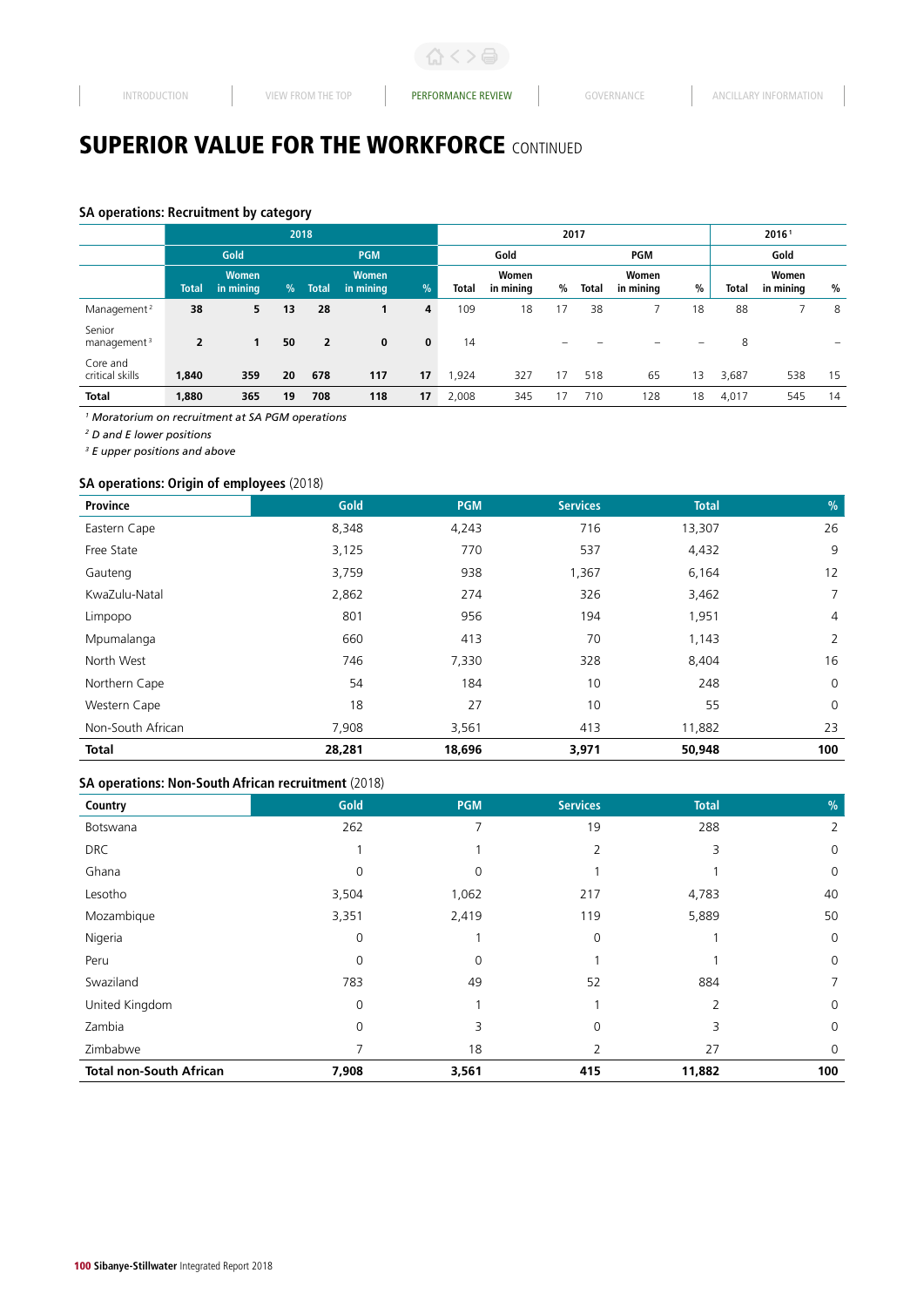# SUPERIOR VALUE FOR THE WORKFORCE CONTINUED

### SA operations: Recruitment by category

| | 2018 | | | | | | 2017 | | | | | | 2016[1] | | |
|---|---|---|---|---|---|---|---|---|---|---|---|---|---|---|---|
| | Gold | | | PGM | | | Gold | | | PGM | | | Gold | | |
| | Total | Women in mining | % | Total | Women in mining | % | Total | Women in mining | % | Total | Women in mining | % | Total | Women in mining | % |
| Management[2] | **38** | **5** | **13** | **28** | **1** | **4** | 109 | 18 | 17 | 38 | 7 | 18 | 88 | 7 | 8 |
| Senior management[3] | **2** | **1** | **50** | **2** | **0** | **0** | 14 | | – | – | – | – | 8 | | – |
| Core and critical skills | **1,840** | **359** | **20** | **678** | **117** | **17** | 1,924 | 327 | 17 | 518 | 65 | 13 | 3,687 | 538 | 15 |
| **Total** | **1,880** | **365** | **19** | **708** | **118** | **17** | 2,008 | 345 | 17 | 710 | 128 | 18 | 4,017 | 545 | 14 |

[1] *Moratorium on recruitment at SA PGM operations*
[2] *D and E lower positions*
[3] *E upper positions and above*

### SA operations: Origin of employees (2018)

| Province | Gold | PGM | Services | Total | % |
|---|---|---|---|---|---|
| Eastern Cape | 8,348 | 4,243 | 716 | 13,307 | 26 |
| Free State | 3,125 | 770 | 537 | 4,432 | 9 |
| Gauteng | 3,759 | 938 | 1,367 | 6,164 | 12 |
| KwaZulu-Natal | 2,862 | 274 | 326 | 3,462 | 7 |
| Limpopo | 801 | 956 | 194 | 1,951 | 4 |
| Mpumalanga | 660 | 413 | 70 | 1,143 | 2 |
| North West | 746 | 7,330 | 328 | 8,404 | 16 |
| Northern Cape | 54 | 184 | 10 | 248 | 0 |
| Western Cape | 18 | 27 | 10 | 55 | 0 |
| Non-South African | 7,908 | 3,561 | 413 | 11,882 | 23 |
| **Total** | **28,281** | **18,696** | **3,971** | **50,948** | **100** |

### SA operations: Non-South African recruitment (2018)

| Country | Gold | PGM | Services | Total | % |
|---|---|---|---|---|---|
| Botswana | 262 | 7 | 19 | 288 | 2 |
| DRC | 1 | 1 | 2 | 3 | 0 |
| Ghana | 0 | 0 | 1 | 1 | 0 |
| Lesotho | 3,504 | 1,062 | 217 | 4,783 | 40 |
| Mozambique | 3,351 | 2,419 | 119 | 5,889 | 50 |
| Nigeria | 0 | 1 | 0 | 1 | 0 |
| Peru | 0 | 0 | 1 | 1 | 0 |
| Swaziland | 783 | 49 | 52 | 884 | 7 |
| United Kingdom | 0 | 1 | 1 | 2 | 0 |
| Zambia | 0 | 3 | 0 | 3 | 0 |
| Zimbabwe | 7 | 18 | 2 | 27 | 0 |
| **Total non-South African** | **7,908** | **3,561** | **415** | **11,882** | **100** |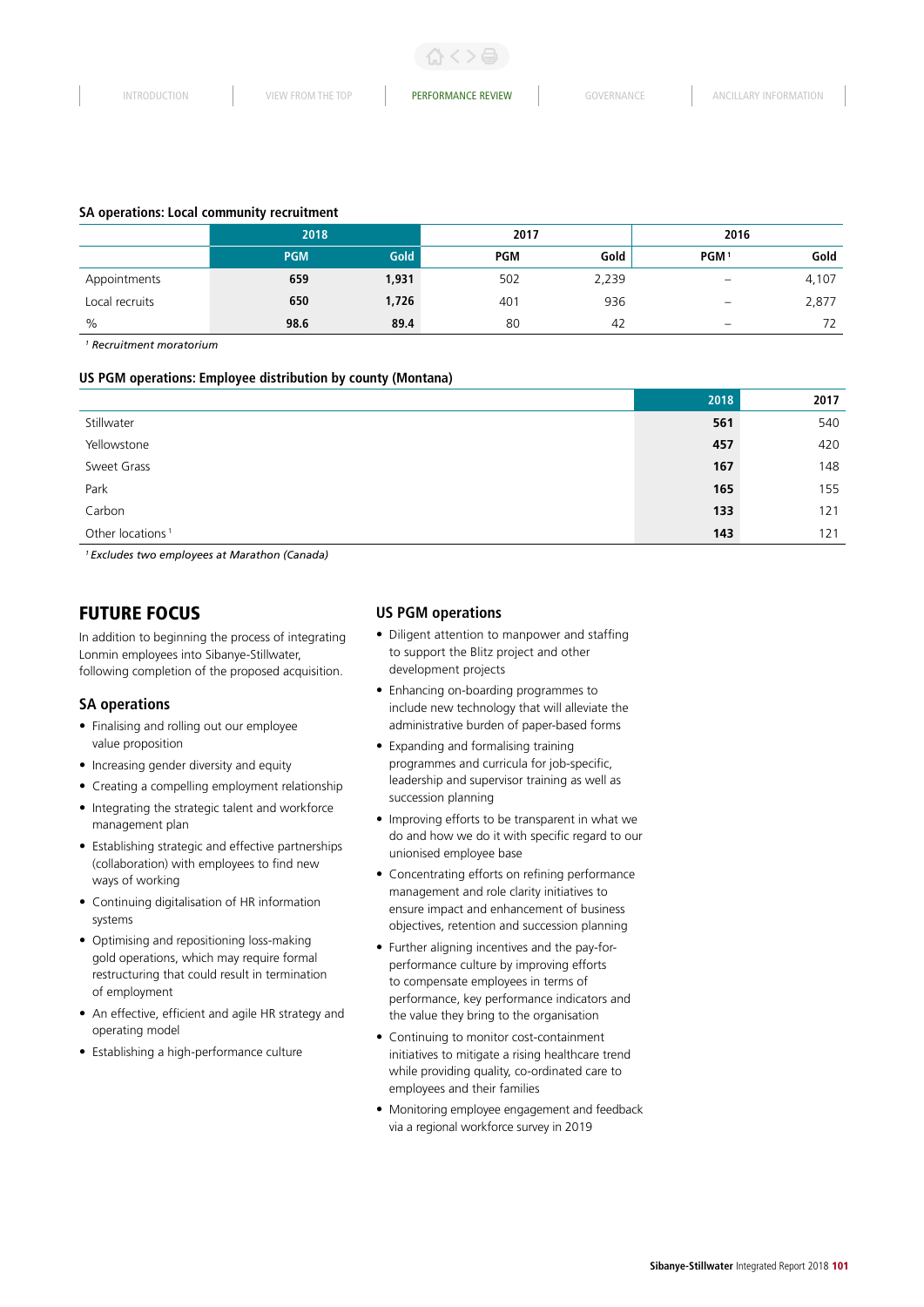**SA operations: Local community recruitment**

| | 2018 | | 2017 | | 2016 | |
|---|---|---|---|---|---|---|
| | PGM | Gold | PGM | Gold | PGM [1] | Gold |
| Appointments | **659** | **1,931** | 502 | 2,239 | – | 4,107 |
| Local recruits | **650** | **1,726** | 401 | 936 | – | 2,877 |
| % | **98.6** | **89.4** | 80 | 42 | – | 72 |

[1] *Recruitment moratorium*

**US PGM operations: Employee distribution by county (Montana)**

| | 2018 | 2017 |
|---|---|---|
| Stillwater | **561** | 540 |
| Yellowstone | **457** | 420 |
| Sweet Grass | **167** | 148 |
| Park | **165** | 155 |
| Carbon | **133** | 121 |
| Other locations [1] | **143** | 121 |

[1] *Excludes two employees at Marathon (Canada)*

# FUTURE FOCUS

In addition to beginning the process of integrating Lonmin employees into Sibanye-Stillwater, following completion of the proposed acquisition.

## SA operations

- Finalising and rolling out our employee value proposition
- Increasing gender diversity and equity
- Creating a compelling employment relationship
- Integrating the strategic talent and workforce management plan
- Establishing strategic and effective partnerships (collaboration) with employees to find new ways of working
- Continuing digitalisation of HR information systems
- Optimising and repositioning loss-making gold operations, which may require formal restructuring that could result in termination of employment
- An effective, efficient and agile HR strategy and operating model
- Establishing a high-performance culture

## US PGM operations

- Diligent attention to manpower and staffing to support the Blitz project and other development projects
- Enhancing on-boarding programmes to include new technology that will alleviate the administrative burden of paper-based forms
- Expanding and formalising training programmes and curricula for job-specific, leadership and supervisor training as well as succession planning
- Improving efforts to be transparent in what we do and how we do it with specific regard to our unionised employee base
- Concentrating efforts on refining performance management and role clarity initiatives to ensure impact and enhancement of business objectives, retention and succession planning
- Further aligning incentives and the pay-for-performance culture by improving efforts to compensate employees in terms of performance, key performance indicators and the value they bring to the organisation
- Continuing to monitor cost-containment initiatives to mitigate a rising healthcare trend while providing quality, co-ordinated care to employees and their families
- Monitoring employee engagement and feedback via a regional workforce survey in 2019